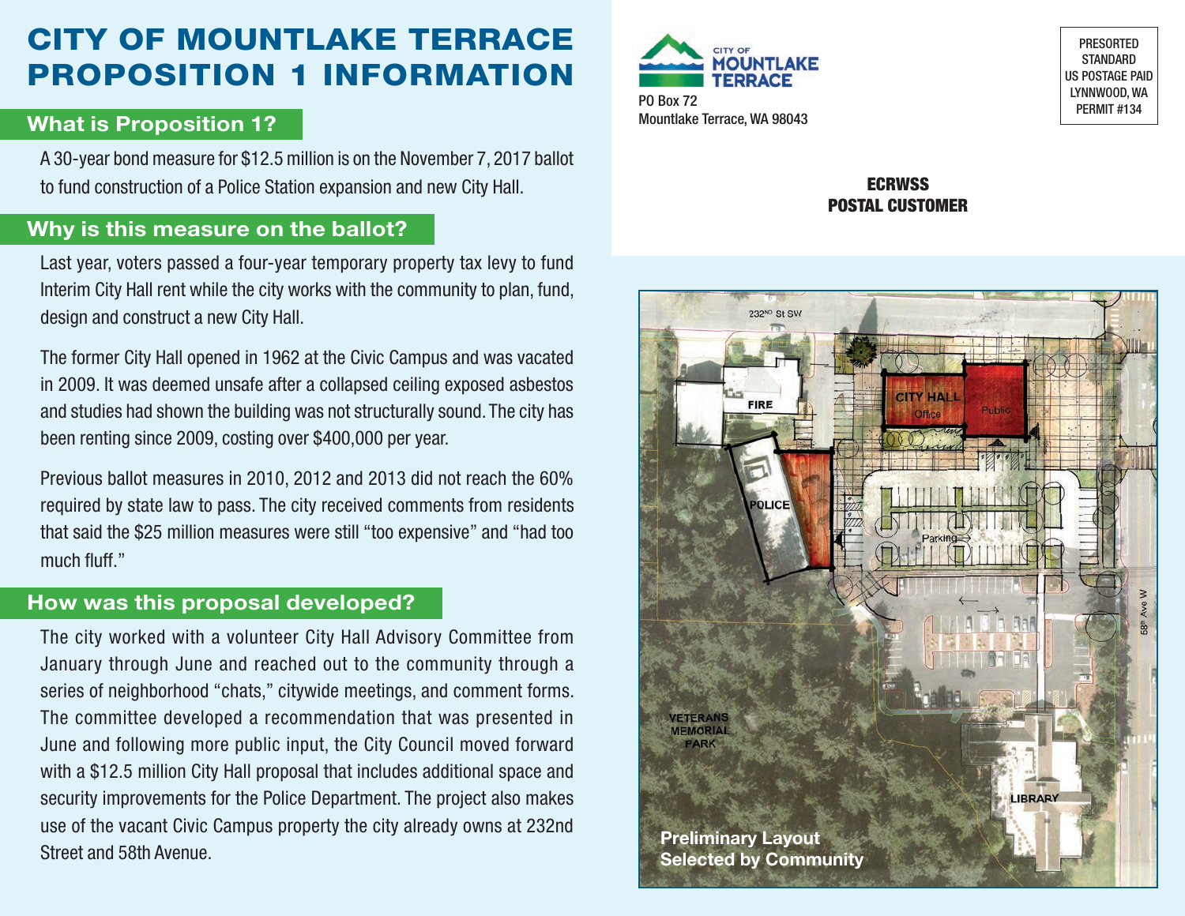# CITY OF MOUNTLAKE TERRACE PROPOSITION 1 INFORMATION

## What is Proposition 1?

A 30-year bond measure for $12.5 million is on the November 7, 2017 ballot to fund construction of a Police Station expansion and new City Hall.

## Why is this measure on the ballot?

Last year, voters passed a four-year temporary property tax levy to fund Interim City Hall rent while the city works with the community to plan, fund, design and construct a new City Hall.

The former City Hall opened in 1962 at the Civic Campus and was vacated in 2009. It was deemed unsafe after a collapsed ceiling exposed asbestos and studies had shown the building was not structurally sound. The city has been renting since 2009, costing over $400,000 per year.

Previous ballot measures in 2010, 2012 and 2013 did not reach the 60% required by state law to pass. The city received comments from residents that said the $25 million measures were still "too expensive" and "had too much fluff."

## How was this proposal developed?

The city worked with a volunteer City Hall Advisory Committee from January through June and reached out to the community through a series of neighborhood "chats," citywide meetings, and comment forms. The committee developed a recommendation that was presented in June and following more public input, the City Council moved forward with a $12.5 million City Hall proposal that includes additional space and security improvements for the Police Department. The project also makes use of the vacant Civic Campus property the city already owns at 232nd Street and 58th Avenue.

CITY OF MOUNTLAKE TERRACE
PO Box 72
Mountlake Terrace, WA 98043

PRESORTED STANDARD
US POSTAGE PAID
LYNNWOOD, WA
PERMIT #134

**ECRWSS**
**POSTAL CUSTOMER**

232ND St SW | FIRE | CITY HALL Office | Public | POLICE | Parking | 58th Ave W | VETERANS MEMORIAL PARK | LIBRARY

**Preliminary Layout Selected by Community**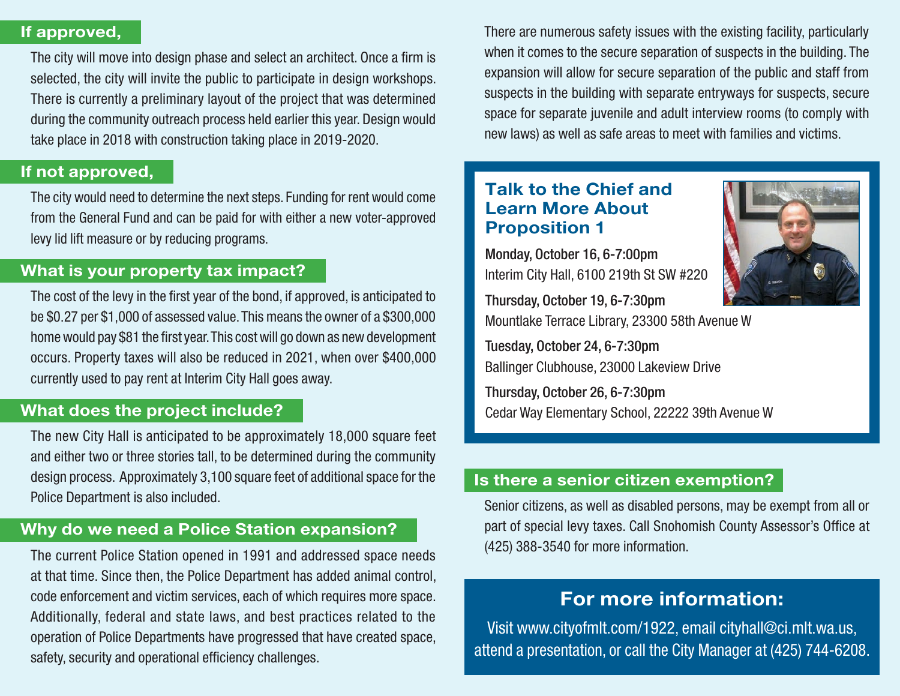## If approved,

The city will move into design phase and select an architect. Once a firm is selected, the city will invite the public to participate in design workshops. There is currently a preliminary layout of the project that was determined during the community outreach process held earlier this year. Design would take place in 2018 with construction taking place in 2019-2020.

## If not approved,

The city would need to determine the next steps. Funding for rent would come from the General Fund and can be paid for with either a new voter-approved levy lid lift measure or by reducing programs.

## What is your property tax impact?

The cost of the levy in the first year of the bond, if approved, is anticipated to be $0.27 per $1,000 of assessed value. This means the owner of a $300,000 home would pay $81 the first year. This cost will go down as new development occurs. Property taxes will also be reduced in 2021, when over $400,000 currently used to pay rent at Interim City Hall goes away.

## What does the project include?

The new City Hall is anticipated to be approximately 18,000 square feet and either two or three stories tall, to be determined during the community design process. Approximately 3,100 square feet of additional space for the Police Department is also included.

## Why do we need a Police Station expansion?

The current Police Station opened in 1991 and addressed space needs at that time. Since then, the Police Department has added animal control, code enforcement and victim services, each of which requires more space. Additionally, federal and state laws, and best practices related to the operation of Police Departments have progressed that have created space, safety, security and operational efficiency challenges.

There are numerous safety issues with the existing facility, particularly when it comes to the secure separation of suspects in the building. The expansion will allow for secure separation of the public and staff from suspects in the building with separate entryways for suspects, secure space for separate juvenile and adult interview rooms (to comply with new laws) as well as safe areas to meet with families and victims.

## Talk to the Chief and Learn More About Proposition 1

**Monday, October 16, 6-7:00pm**
Interim City Hall, 6100 219th St SW #220

**Thursday, October 19, 6-7:30pm**
Mountlake Terrace Library, 23300 58th Avenue W

**Tuesday, October 24, 6-7:30pm**
Ballinger Clubhouse, 23000 Lakeview Drive

**Thursday, October 26, 6-7:30pm**
Cedar Way Elementary School, 22222 39th Avenue W

## Is there a senior citizen exemption?

Senior citizens, as well as disabled persons, may be exempt from all or part of special levy taxes. Call Snohomish County Assessor's Office at (425) 388-3540 for more information.

## For more information:

Visit www.cityofmlt.com/1922, email cityhall@ci.mlt.wa.us, attend a presentation, or call the City Manager at (425) 744-6208.